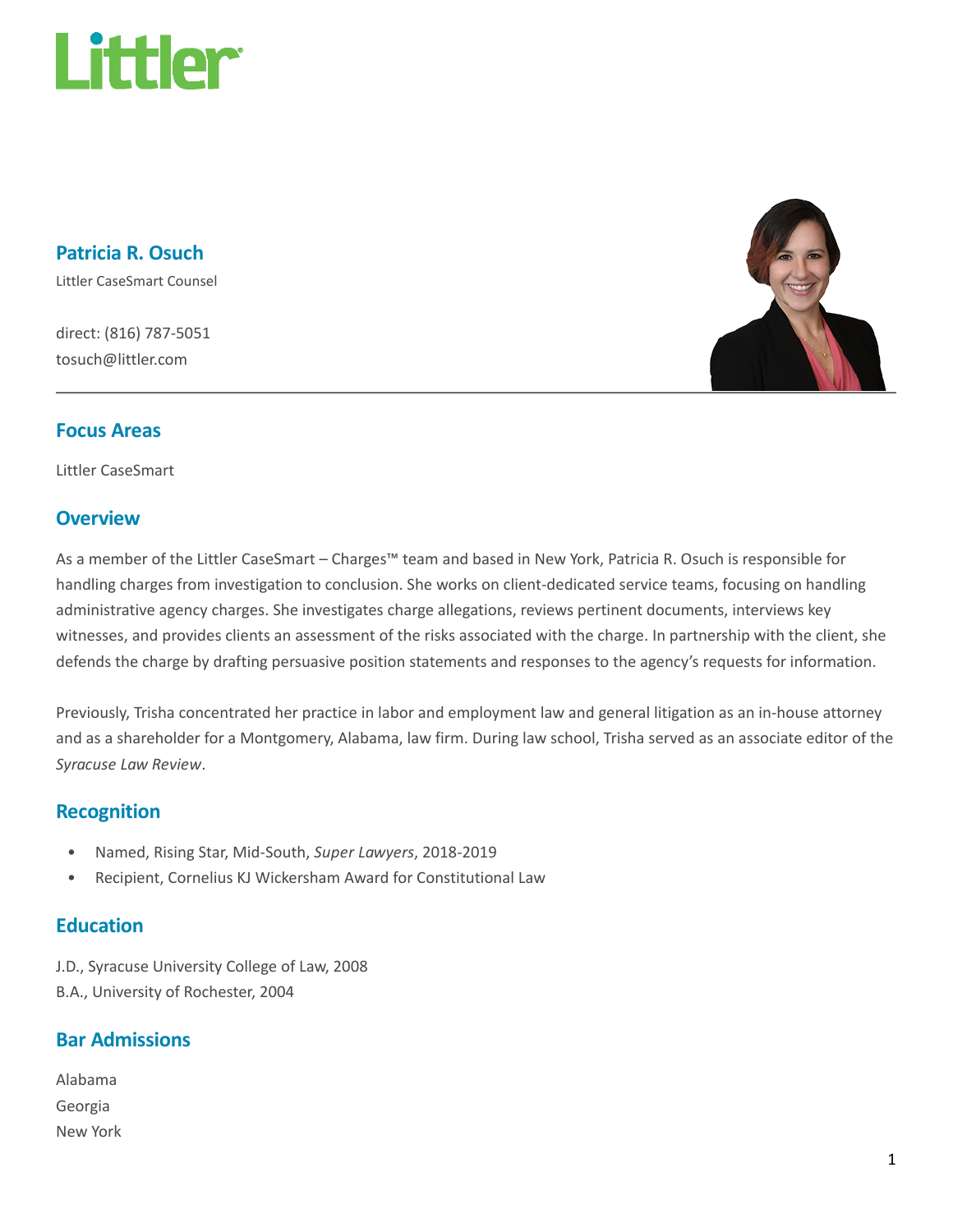# Patricia R. Osuch

Littler CaseSmart Counsel

direct: (816) 787-5051
tosuch@littler.com

## Focus Areas

Littler CaseSmart

## Overview

As a member of the Littler CaseSmart – Charges™ team and based in New York, Patricia R. Osuch is responsible for handling charges from investigation to conclusion. She works on client-dedicated service teams, focusing on handling administrative agency charges. She investigates charge allegations, reviews pertinent documents, interviews key witnesses, and provides clients an assessment of the risks associated with the charge. In partnership with the client, she defends the charge by drafting persuasive position statements and responses to the agency's requests for information.

Previously, Trisha concentrated her practice in labor and employment law and general litigation as an in-house attorney and as a shareholder for a Montgomery, Alabama, law firm. During law school, Trisha served as an associate editor of the *Syracuse Law Review*.

## Recognition

- Named, Rising Star, Mid-South, *Super Lawyers*, 2018-2019
- Recipient, Cornelius KJ Wickersham Award for Constitutional Law

## Education

J.D., Syracuse University College of Law, 2008
B.A., University of Rochester, 2004

## Bar Admissions

Alabama
Georgia
New York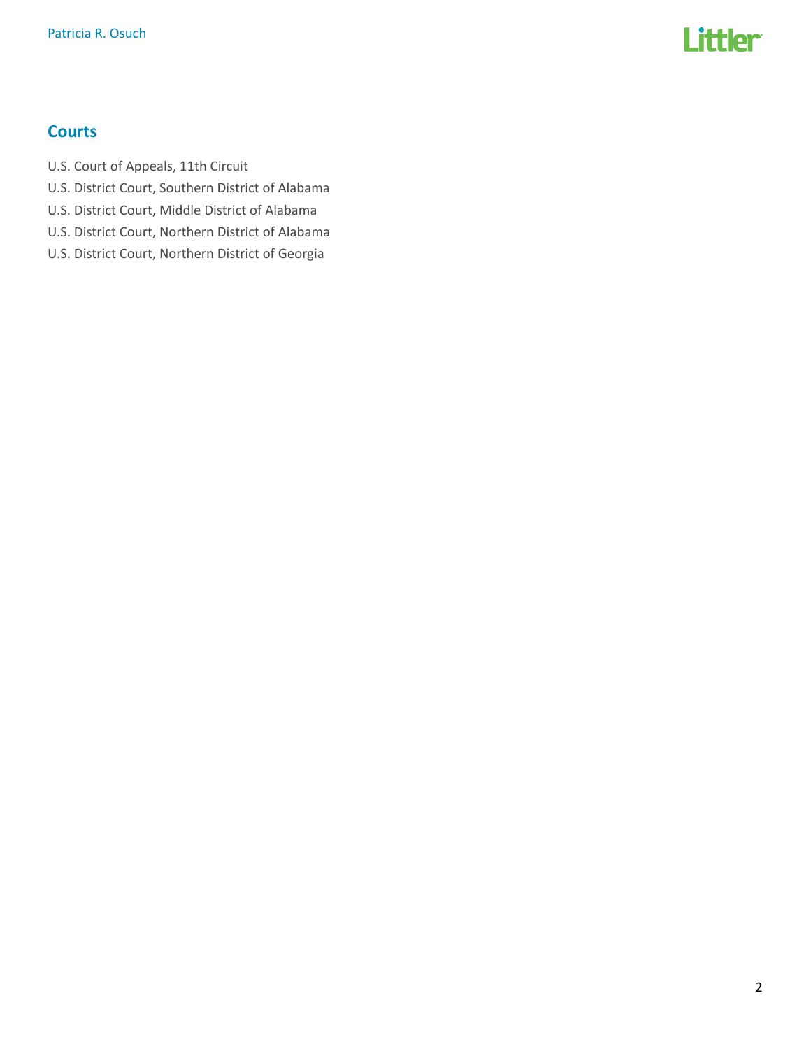## Courts

U.S. Court of Appeals, 11th Circuit

U.S. District Court, Southern District of Alabama

U.S. District Court, Middle District of Alabama

U.S. District Court, Northern District of Alabama

U.S. District Court, Northern District of Georgia